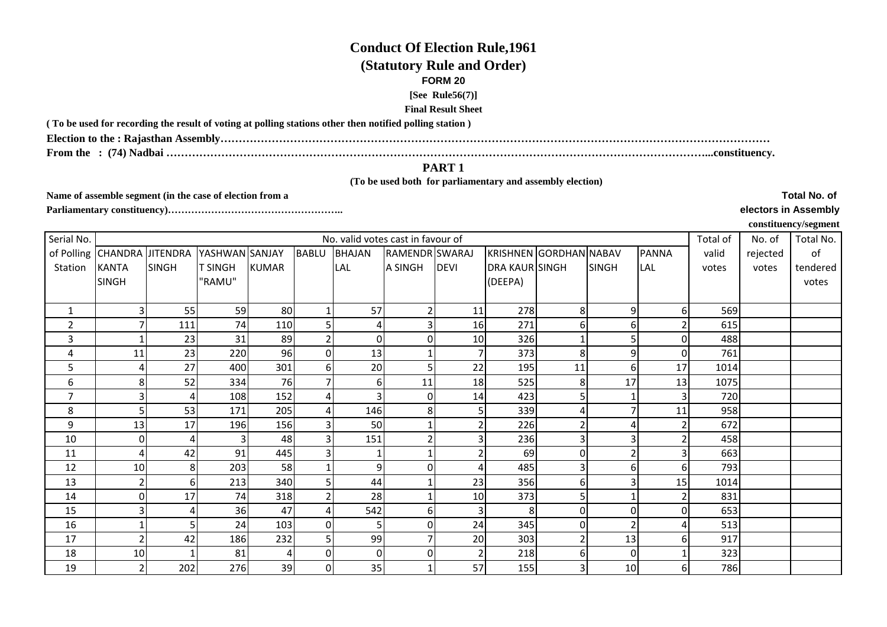# Conduct Of Election Rule,1961

## (Statutory Rule and Order)

**FORM 20**

**[See Rule56(7)]**

**Final Result Sheet**

**( To be used for recording the result of voting at polling stations other then notified polling station )**

**Election to the : Rajasthan Assembly……………………………………………………………………………………………………………………………**

**From the : (74) Nadbai ………………………………………………………………………………………………………………………...constituency.**

### PART 1

**(To be used both for parliamentary and assembly election)**

**Name of assemble segment (in the case of election from a Parliamentary constituency)……………………………………………..**

**Total No. of electors in Assembly constituency/segment**

| Serial No. of Polling Station | No. valid votes cast in favour of | | | | | | | | | | | | Total of valid votes | No. of rejected votes | Total No. of tendered votes |
|---|---|---|---|---|---|---|---|---|---|---|---|---|---|---|---|
| | CHANDRA KANTA SINGH | JITENDRA SINGH | YASHWANT SINGH "RAMU" | SANJAY KUMAR | BABLU | BHAJAN LAL | RAMENDRA SINGH | SWARAJ DEVI | KRISHNENDRA KAUR (DEEPA) | GORDHAN SINGH | NABAV SINGH | PANNA LAL | | | |
| 1 | 3 | 55 | 59 | 80 | 1 | 57 | 2 | 11 | 278 | 8 | 9 | 6 | 569 | | |
| 2 | 7 | 111 | 74 | 110 | 5 | 4 | 3 | 16 | 271 | 6 | 6 | 2 | 615 | | |
| 3 | 1 | 23 | 31 | 89 | 2 | 0 | 0 | 10 | 326 | 1 | 5 | 0 | 488 | | |
| 4 | 11 | 23 | 220 | 96 | 0 | 13 | 1 | 7 | 373 | 8 | 9 | 0 | 761 | | |
| 5 | 4 | 27 | 400 | 301 | 6 | 20 | 5 | 22 | 195 | 11 | 6 | 17 | 1014 | | |
| 6 | 8 | 52 | 334 | 76 | 7 | 6 | 11 | 18 | 525 | 8 | 17 | 13 | 1075 | | |
| 7 | 3 | 4 | 108 | 152 | 4 | 3 | 0 | 14 | 423 | 5 | 1 | 3 | 720 | | |
| 8 | 5 | 53 | 171 | 205 | 4 | 146 | 8 | 5 | 339 | 4 | 7 | 11 | 958 | | |
| 9 | 13 | 17 | 196 | 156 | 3 | 50 | 1 | 2 | 226 | 2 | 4 | 2 | 672 | | |
| 10 | 0 | 4 | 3 | 48 | 3 | 151 | 2 | 3 | 236 | 3 | 3 | 2 | 458 | | |
| 11 | 4 | 42 | 91 | 445 | 3 | 1 | 1 | 2 | 69 | 0 | 2 | 3 | 663 | | |
| 12 | 10 | 8 | 203 | 58 | 1 | 9 | 0 | 4 | 485 | 3 | 6 | 6 | 793 | | |
| 13 | 2 | 6 | 213 | 340 | 5 | 44 | 1 | 23 | 356 | 6 | 3 | 15 | 1014 | | |
| 14 | 0 | 17 | 74 | 318 | 2 | 28 | 1 | 10 | 373 | 5 | 1 | 2 | 831 | | |
| 15 | 3 | 4 | 36 | 47 | 4 | 542 | 6 | 3 | 8 | 0 | 0 | 0 | 653 | | |
| 16 | 1 | 5 | 24 | 103 | 0 | 5 | 0 | 24 | 345 | 0 | 2 | 4 | 513 | | |
| 17 | 2 | 42 | 186 | 232 | 5 | 99 | 7 | 20 | 303 | 2 | 13 | 6 | 917 | | |
| 18 | 10 | 1 | 81 | 4 | 0 | 0 | 0 | 2 | 218 | 6 | 0 | 1 | 323 | | |
| 19 | 2 | 202 | 276 | 39 | 0 | 35 | 1 | 57 | 155 | 3 | 10 | 6 | 786 | | |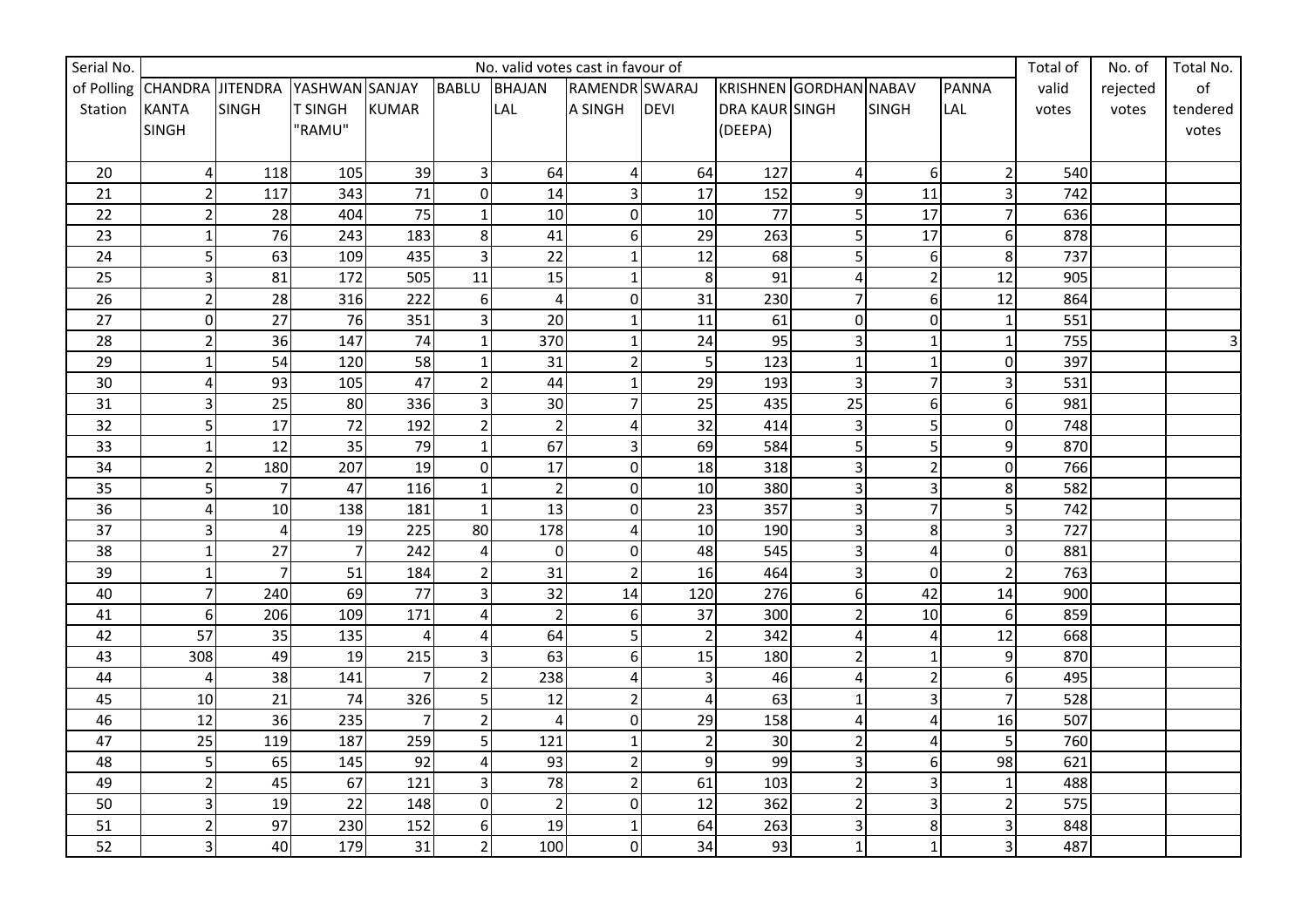| Serial No. of Polling Station | No. valid votes cast in favour of | | | | | | | | | | | | Total of valid votes | No. of rejected votes | Total No. of tendered votes |
|---|---|---|---|---|---|---|---|---|---|---|---|---|---|---|---|
| | CHANDRA KANTA SINGH | JITENDRA SINGH | YASHWANT SINGH "RAMU" | SANJAY KUMAR | BABLU | BHAJAN LAL | RAMENDRA SINGH | SWARAJ DEVI | KRISHNENDRA KAUR (DEEPA) | GORDHAN SINGH | NABAV SINGH | PANNA LAL | | | |
| 20 | 4 | 118 | 105 | 39 | 3 | 64 | 4 | 64 | 127 | 4 | 6 | 2 | 540 | | |
| 21 | 2 | 117 | 343 | 71 | 0 | 14 | 3 | 17 | 152 | 9 | 11 | 3 | 742 | | |
| 22 | 2 | 28 | 404 | 75 | 1 | 10 | 0 | 10 | 77 | 5 | 17 | 7 | 636 | | |
| 23 | 1 | 76 | 243 | 183 | 8 | 41 | 6 | 29 | 263 | 5 | 17 | 6 | 878 | | |
| 24 | 5 | 63 | 109 | 435 | 3 | 22 | 1 | 12 | 68 | 5 | 6 | 8 | 737 | | |
| 25 | 3 | 81 | 172 | 505 | 11 | 15 | 1 | 8 | 91 | 4 | 2 | 12 | 905 | | |
| 26 | 2 | 28 | 316 | 222 | 6 | 4 | 0 | 31 | 230 | 7 | 6 | 12 | 864 | | |
| 27 | 0 | 27 | 76 | 351 | 3 | 20 | 1 | 11 | 61 | 0 | 0 | 1 | 551 | | |
| 28 | 2 | 36 | 147 | 74 | 1 | 370 | 1 | 24 | 95 | 3 | 1 | 1 | 755 | | 3 |
| 29 | 1 | 54 | 120 | 58 | 1 | 31 | 2 | 5 | 123 | 1 | 1 | 0 | 397 | | |
| 30 | 4 | 93 | 105 | 47 | 2 | 44 | 1 | 29 | 193 | 3 | 7 | 3 | 531 | | |
| 31 | 3 | 25 | 80 | 336 | 3 | 30 | 7 | 25 | 435 | 25 | 6 | 6 | 981 | | |
| 32 | 5 | 17 | 72 | 192 | 2 | 2 | 4 | 32 | 414 | 3 | 5 | 0 | 748 | | |
| 33 | 1 | 12 | 35 | 79 | 1 | 67 | 3 | 69 | 584 | 5 | 5 | 9 | 870 | | |
| 34 | 2 | 180 | 207 | 19 | 0 | 17 | 0 | 18 | 318 | 3 | 2 | 0 | 766 | | |
| 35 | 5 | 7 | 47 | 116 | 1 | 2 | 0 | 10 | 380 | 3 | 3 | 8 | 582 | | |
| 36 | 4 | 10 | 138 | 181 | 1 | 13 | 0 | 23 | 357 | 3 | 7 | 5 | 742 | | |
| 37 | 3 | 4 | 19 | 225 | 80 | 178 | 4 | 10 | 190 | 3 | 8 | 3 | 727 | | |
| 38 | 1 | 27 | 7 | 242 | 4 | 0 | 0 | 48 | 545 | 3 | 4 | 0 | 881 | | |
| 39 | 1 | 7 | 51 | 184 | 2 | 31 | 2 | 16 | 464 | 3 | 0 | 2 | 763 | | |
| 40 | 7 | 240 | 69 | 77 | 3 | 32 | 14 | 120 | 276 | 6 | 42 | 14 | 900 | | |
| 41 | 6 | 206 | 109 | 171 | 4 | 2 | 6 | 37 | 300 | 2 | 10 | 6 | 859 | | |
| 42 | 57 | 35 | 135 | 4 | 4 | 64 | 5 | 2 | 342 | 4 | 4 | 12 | 668 | | |
| 43 | 308 | 49 | 19 | 215 | 3 | 63 | 6 | 15 | 180 | 2 | 1 | 9 | 870 | | |
| 44 | 4 | 38 | 141 | 7 | 2 | 238 | 4 | 3 | 46 | 4 | 2 | 6 | 495 | | |
| 45 | 10 | 21 | 74 | 326 | 5 | 12 | 2 | 4 | 63 | 1 | 3 | 7 | 528 | | |
| 46 | 12 | 36 | 235 | 7 | 2 | 4 | 0 | 29 | 158 | 4 | 4 | 16 | 507 | | |
| 47 | 25 | 119 | 187 | 259 | 5 | 121 | 1 | 2 | 30 | 2 | 4 | 5 | 760 | | |
| 48 | 5 | 65 | 145 | 92 | 4 | 93 | 2 | 9 | 99 | 3 | 6 | 98 | 621 | | |
| 49 | 2 | 45 | 67 | 121 | 3 | 78 | 2 | 61 | 103 | 2 | 3 | 1 | 488 | | |
| 50 | 3 | 19 | 22 | 148 | 0 | 2 | 0 | 12 | 362 | 2 | 3 | 2 | 575 | | |
| 51 | 2 | 97 | 230 | 152 | 6 | 19 | 1 | 64 | 263 | 3 | 8 | 3 | 848 | | |
| 52 | 3 | 40 | 179 | 31 | 2 | 100 | 0 | 34 | 93 | 1 | 1 | 3 | 487 | | |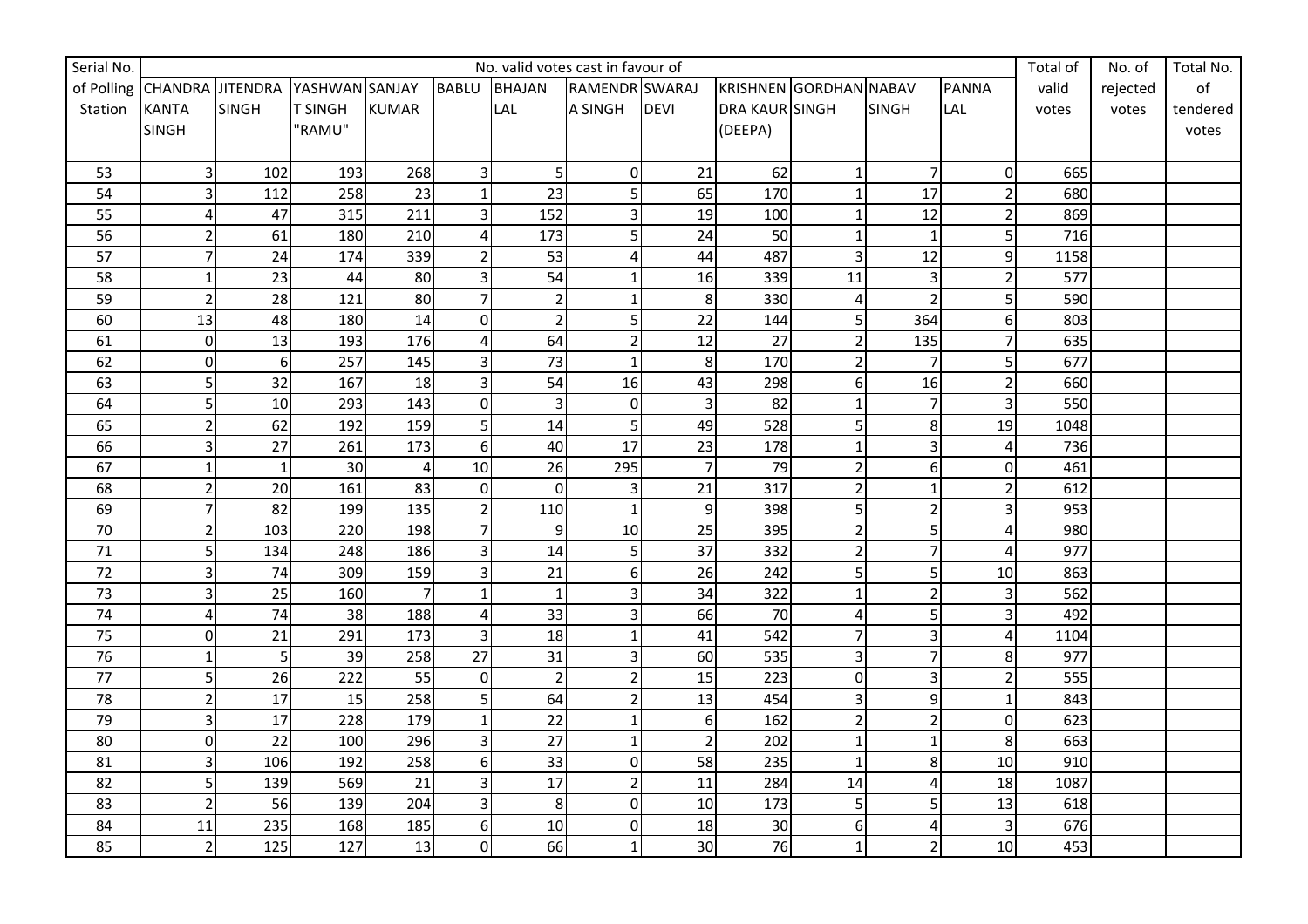| Serial No. of Polling Station | No. valid votes cast in favour of | | | | | | | | | | | | Total of valid votes | No. of rejected votes | Total No. of tendered votes |
|---|---|---|---|---|---|---|---|---|---|---|---|---|---|---|---|
| | CHANDRA KANTA SINGH | JITENDRA SINGH | YASHWANT SINGH "RAMU" | SANJAY KUMAR | BABLU | BHAJAN LAL | RAMENDRA SINGH | SWARAJ DEVI | KRISHNENDRA KAUR (DEEPA) | GORDHAN SINGH | NABAV SINGH | PANNA LAL | | | |
| 53 | 3 | 102 | 193 | 268 | 3 | 5 | 0 | 21 | 62 | 1 | 7 | 0 | 665 | | |
| 54 | 3 | 112 | 258 | 23 | 1 | 23 | 5 | 65 | 170 | 1 | 17 | 2 | 680 | | |
| 55 | 4 | 47 | 315 | 211 | 3 | 152 | 3 | 19 | 100 | 1 | 12 | 2 | 869 | | |
| 56 | 2 | 61 | 180 | 210 | 4 | 173 | 5 | 24 | 50 | 1 | 1 | 5 | 716 | | |
| 57 | 7 | 24 | 174 | 339 | 2 | 53 | 4 | 44 | 487 | 3 | 12 | 9 | 1158 | | |
| 58 | 1 | 23 | 44 | 80 | 3 | 54 | 1 | 16 | 339 | 11 | 3 | 2 | 577 | | |
| 59 | 2 | 28 | 121 | 80 | 7 | 2 | 1 | 8 | 330 | 4 | 2 | 5 | 590 | | |
| 60 | 13 | 48 | 180 | 14 | 0 | 2 | 5 | 22 | 144 | 5 | 364 | 6 | 803 | | |
| 61 | 0 | 13 | 193 | 176 | 4 | 64 | 2 | 12 | 27 | 2 | 135 | 7 | 635 | | |
| 62 | 0 | 6 | 257 | 145 | 3 | 73 | 1 | 8 | 170 | 2 | 7 | 5 | 677 | | |
| 63 | 5 | 32 | 167 | 18 | 3 | 54 | 16 | 43 | 298 | 6 | 16 | 2 | 660 | | |
| 64 | 5 | 10 | 293 | 143 | 0 | 3 | 0 | 3 | 82 | 1 | 7 | 3 | 550 | | |
| 65 | 2 | 62 | 192 | 159 | 5 | 14 | 5 | 49 | 528 | 5 | 8 | 19 | 1048 | | |
| 66 | 3 | 27 | 261 | 173 | 6 | 40 | 17 | 23 | 178 | 1 | 3 | 4 | 736 | | |
| 67 | 1 | 1 | 30 | 4 | 10 | 26 | 295 | 7 | 79 | 2 | 6 | 0 | 461 | | |
| 68 | 2 | 20 | 161 | 83 | 0 | 0 | 3 | 21 | 317 | 2 | 1 | 2 | 612 | | |
| 69 | 7 | 82 | 199 | 135 | 2 | 110 | 1 | 9 | 398 | 5 | 2 | 3 | 953 | | |
| 70 | 2 | 103 | 220 | 198 | 7 | 9 | 10 | 25 | 395 | 2 | 5 | 4 | 980 | | |
| 71 | 5 | 134 | 248 | 186 | 3 | 14 | 5 | 37 | 332 | 2 | 7 | 4 | 977 | | |
| 72 | 3 | 74 | 309 | 159 | 3 | 21 | 6 | 26 | 242 | 5 | 5 | 10 | 863 | | |
| 73 | 3 | 25 | 160 | 7 | 1 | 1 | 3 | 34 | 322 | 1 | 2 | 3 | 562 | | |
| 74 | 4 | 74 | 38 | 188 | 4 | 33 | 3 | 66 | 70 | 4 | 5 | 3 | 492 | | |
| 75 | 0 | 21 | 291 | 173 | 3 | 18 | 1 | 41 | 542 | 7 | 3 | 4 | 1104 | | |
| 76 | 1 | 5 | 39 | 258 | 27 | 31 | 3 | 60 | 535 | 3 | 7 | 8 | 977 | | |
| 77 | 5 | 26 | 222 | 55 | 0 | 2 | 2 | 15 | 223 | 0 | 3 | 2 | 555 | | |
| 78 | 2 | 17 | 15 | 258 | 5 | 64 | 2 | 13 | 454 | 3 | 9 | 1 | 843 | | |
| 79 | 3 | 17 | 228 | 179 | 1 | 22 | 1 | 6 | 162 | 2 | 2 | 0 | 623 | | |
| 80 | 0 | 22 | 100 | 296 | 3 | 27 | 1 | 2 | 202 | 1 | 1 | 8 | 663 | | |
| 81 | 3 | 106 | 192 | 258 | 6 | 33 | 0 | 58 | 235 | 1 | 8 | 10 | 910 | | |
| 82 | 5 | 139 | 569 | 21 | 3 | 17 | 2 | 11 | 284 | 14 | 4 | 18 | 1087 | | |
| 83 | 2 | 56 | 139 | 204 | 3 | 8 | 0 | 10 | 173 | 5 | 5 | 13 | 618 | | |
| 84 | 11 | 235 | 168 | 185 | 6 | 10 | 0 | 18 | 30 | 6 | 4 | 3 | 676 | | |
| 85 | 2 | 125 | 127 | 13 | 0 | 66 | 1 | 30 | 76 | 1 | 2 | 10 | 453 | | |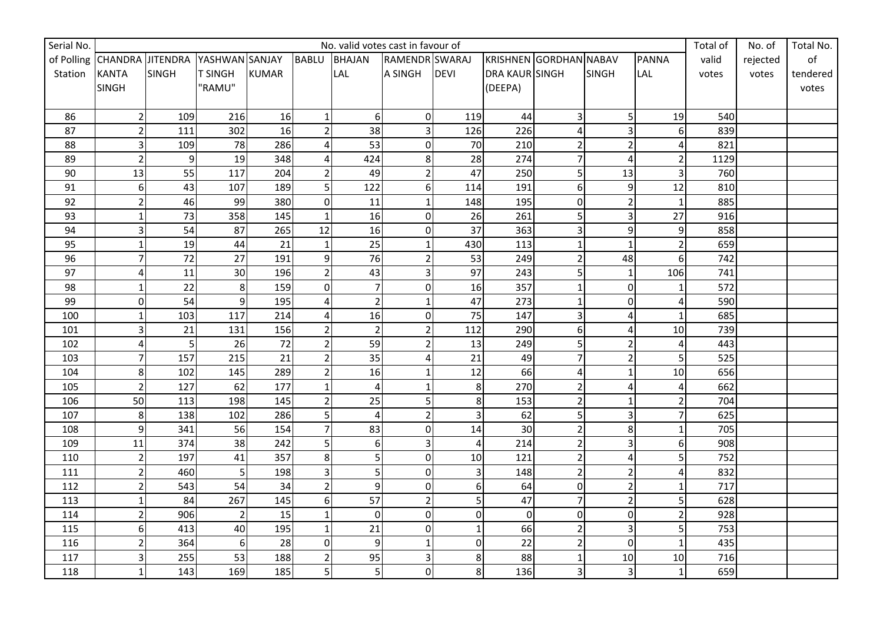| Serial No. of Polling Station | No. valid votes cast in favour of | | | | | | | | | | | | Total of valid votes | No. of rejected votes | Total No. of tendered votes |
|---|---|---|---|---|---|---|---|---|---|---|---|---|---|---|---|
| | CHANDRA KANTA SINGH | JITENDRA SINGH | YASHWANT SINGH "RAMU" | SANJAY KUMAR | BABLU | BHAJAN LAL | RAMENDRA SINGH | SWARAJ DEVI | KRISHNENDRA KAUR (DEEPA) | GORDHAN SINGH | NABAV SINGH | PANNA LAL | | | |
| 86 | 2 | 109 | 216 | 16 | 1 | 6 | 0 | 119 | 44 | 3 | 5 | 19 | 540 | | |
| 87 | 2 | 111 | 302 | 16 | 2 | 38 | 3 | 126 | 226 | 4 | 3 | 6 | 839 | | |
| 88 | 3 | 109 | 78 | 286 | 4 | 53 | 0 | 70 | 210 | 2 | 2 | 4 | 821 | | |
| 89 | 2 | 9 | 19 | 348 | 4 | 424 | 8 | 28 | 274 | 7 | 4 | 2 | 1129 | | |
| 90 | 13 | 55 | 117 | 204 | 2 | 49 | 2 | 47 | 250 | 5 | 13 | 3 | 760 | | |
| 91 | 6 | 43 | 107 | 189 | 5 | 122 | 6 | 114 | 191 | 6 | 9 | 12 | 810 | | |
| 92 | 2 | 46 | 99 | 380 | 0 | 11 | 1 | 148 | 195 | 0 | 2 | 1 | 885 | | |
| 93 | 1 | 73 | 358 | 145 | 1 | 16 | 0 | 26 | 261 | 5 | 3 | 27 | 916 | | |
| 94 | 3 | 54 | 87 | 265 | 12 | 16 | 0 | 37 | 363 | 3 | 9 | 9 | 858 | | |
| 95 | 1 | 19 | 44 | 21 | 1 | 25 | 1 | 430 | 113 | 1 | 1 | 2 | 659 | | |
| 96 | 7 | 72 | 27 | 191 | 9 | 76 | 2 | 53 | 249 | 2 | 48 | 6 | 742 | | |
| 97 | 4 | 11 | 30 | 196 | 2 | 43 | 3 | 97 | 243 | 5 | 1 | 106 | 741 | | |
| 98 | 1 | 22 | 8 | 159 | 0 | 7 | 0 | 16 | 357 | 1 | 0 | 1 | 572 | | |
| 99 | 0 | 54 | 9 | 195 | 4 | 2 | 1 | 47 | 273 | 1 | 0 | 4 | 590 | | |
| 100 | 1 | 103 | 117 | 214 | 4 | 16 | 0 | 75 | 147 | 3 | 4 | 1 | 685 | | |
| 101 | 3 | 21 | 131 | 156 | 2 | 2 | 2 | 112 | 290 | 6 | 4 | 10 | 739 | | |
| 102 | 4 | 5 | 26 | 72 | 2 | 59 | 2 | 13 | 249 | 5 | 2 | 4 | 443 | | |
| 103 | 7 | 157 | 215 | 21 | 2 | 35 | 4 | 21 | 49 | 7 | 2 | 5 | 525 | | |
| 104 | 8 | 102 | 145 | 289 | 2 | 16 | 1 | 12 | 66 | 4 | 1 | 10 | 656 | | |
| 105 | 2 | 127 | 62 | 177 | 1 | 4 | 1 | 8 | 270 | 2 | 4 | 4 | 662 | | |
| 106 | 50 | 113 | 198 | 145 | 2 | 25 | 5 | 8 | 153 | 2 | 1 | 2 | 704 | | |
| 107 | 8 | 138 | 102 | 286 | 5 | 4 | 2 | 3 | 62 | 5 | 3 | 7 | 625 | | |
| 108 | 9 | 341 | 56 | 154 | 7 | 83 | 0 | 14 | 30 | 2 | 8 | 1 | 705 | | |
| 109 | 11 | 374 | 38 | 242 | 5 | 6 | 3 | 4 | 214 | 2 | 3 | 6 | 908 | | |
| 110 | 2 | 197 | 41 | 357 | 8 | 5 | 0 | 10 | 121 | 2 | 4 | 5 | 752 | | |
| 111 | 2 | 460 | 5 | 198 | 3 | 5 | 0 | 3 | 148 | 2 | 2 | 4 | 832 | | |
| 112 | 2 | 543 | 54 | 34 | 2 | 9 | 0 | 6 | 64 | 0 | 2 | 1 | 717 | | |
| 113 | 1 | 84 | 267 | 145 | 6 | 57 | 2 | 5 | 47 | 7 | 2 | 5 | 628 | | |
| 114 | 2 | 906 | 2 | 15 | 1 | 0 | 0 | 0 | 0 | 0 | 0 | 2 | 928 | | |
| 115 | 6 | 413 | 40 | 195 | 1 | 21 | 0 | 1 | 66 | 2 | 3 | 5 | 753 | | |
| 116 | 2 | 364 | 6 | 28 | 0 | 9 | 1 | 0 | 22 | 2 | 0 | 1 | 435 | | |
| 117 | 3 | 255 | 53 | 188 | 2 | 95 | 3 | 8 | 88 | 1 | 10 | 10 | 716 | | |
| 118 | 1 | 143 | 169 | 185 | 5 | 5 | 0 | 8 | 136 | 3 | 3 | 1 | 659 | | |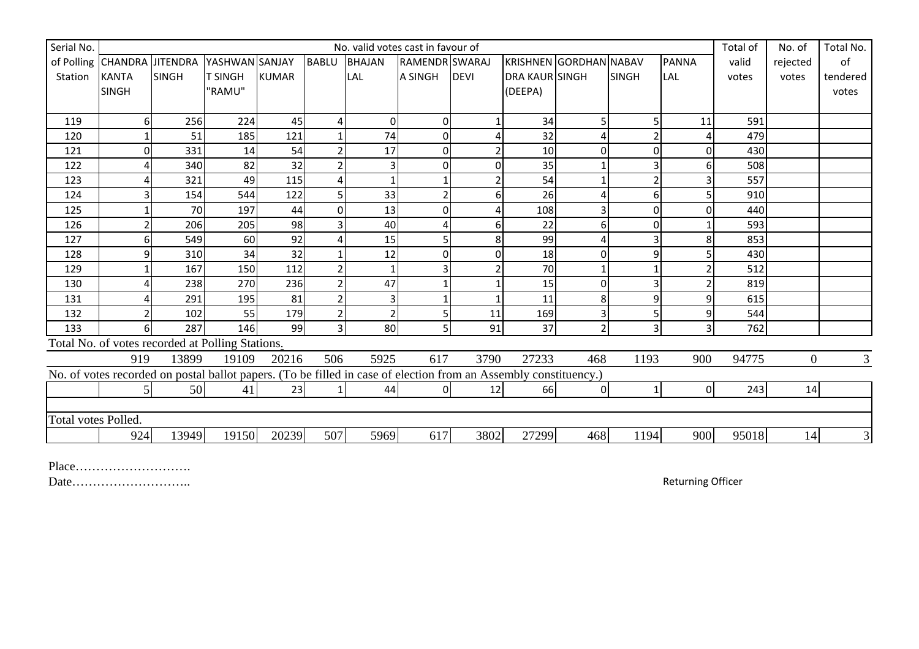| Serial No. of Polling Station | No. valid votes cast in favour of | | | | | | | | | | | | Total of valid votes | No. of rejected votes | Total No. of tendered votes |
|---|---|---|---|---|---|---|---|---|---|---|---|---|---|---|---|
| | CHANDRA KANTA SINGH | JITENDRA SINGH | YASHWANT SINGH "RAMU" | SANJAY KUMAR | BABLU | BHAJAN LAL | RAMENDRA SINGH | SWARAJ DEVI | KRISHNENDRA KAUR (DEEPA) | GORDHAN SINGH | NABAV SINGH | PANNA LAL | | | |
| 119 | 6 | 256 | 224 | 45 | 4 | 0 | 0 | 1 | 34 | 5 | 5 | 11 | 591 | | |
| 120 | 1 | 51 | 185 | 121 | 1 | 74 | 0 | 4 | 32 | 4 | 2 | 4 | 479 | | |
| 121 | 0 | 331 | 14 | 54 | 2 | 17 | 0 | 2 | 10 | 0 | 0 | 0 | 430 | | |
| 122 | 4 | 340 | 82 | 32 | 2 | 3 | 0 | 0 | 35 | 1 | 3 | 6 | 508 | | |
| 123 | 4 | 321 | 49 | 115 | 4 | 1 | 1 | 2 | 54 | 1 | 2 | 3 | 557 | | |
| 124 | 3 | 154 | 544 | 122 | 5 | 33 | 2 | 6 | 26 | 4 | 6 | 5 | 910 | | |
| 125 | 1 | 70 | 197 | 44 | 0 | 13 | 0 | 4 | 108 | 3 | 0 | 0 | 440 | | |
| 126 | 2 | 206 | 205 | 98 | 3 | 40 | 4 | 6 | 22 | 6 | 0 | 1 | 593 | | |
| 127 | 6 | 549 | 60 | 92 | 4 | 15 | 5 | 8 | 99 | 4 | 3 | 8 | 853 | | |
| 128 | 9 | 310 | 34 | 32 | 1 | 12 | 0 | 0 | 18 | 0 | 9 | 5 | 430 | | |
| 129 | 1 | 167 | 150 | 112 | 2 | 1 | 3 | 2 | 70 | 1 | 1 | 2 | 512 | | |
| 130 | 4 | 238 | 270 | 236 | 2 | 47 | 1 | 1 | 15 | 0 | 3 | 2 | 819 | | |
| 131 | 4 | 291 | 195 | 81 | 2 | 3 | 1 | 1 | 11 | 8 | 9 | 9 | 615 | | |
| 132 | 2 | 102 | 55 | 179 | 2 | 2 | 5 | 11 | 169 | 3 | 5 | 9 | 544 | | |
| 133 | 6 | 287 | 146 | 99 | 3 | 80 | 5 | 91 | 37 | 2 | 3 | 3 | 762 | | |
| Total No. of votes recorded at Polling Stations. | | | | | | | | | | | | | | | |
| | 919 | 13899 | 19109 | 20216 | 506 | 5925 | 617 | 3790 | 27233 | 468 | 1193 | 900 | 94775 | 0 | 3 |
| No. of votes recorded on postal ballot papers. (To be filled in case of election from an Assembly constituency.) | | | | | | | | | | | | | | | |
| | 5 | 50 | 41 | 23 | 1 | 44 | 0 | 12 | 66 | 0 | 1 | 0 | 243 | 14 | |
| Total votes Polled. | | | | | | | | | | | | | | | |
| | 924 | 13949 | 19150 | 20239 | 507 | 5969 | 617 | 3802 | 27299 | 468 | 1194 | 900 | 95018 | 14 | 3 |

Place……………………….

Date………………………..

Returning Officer